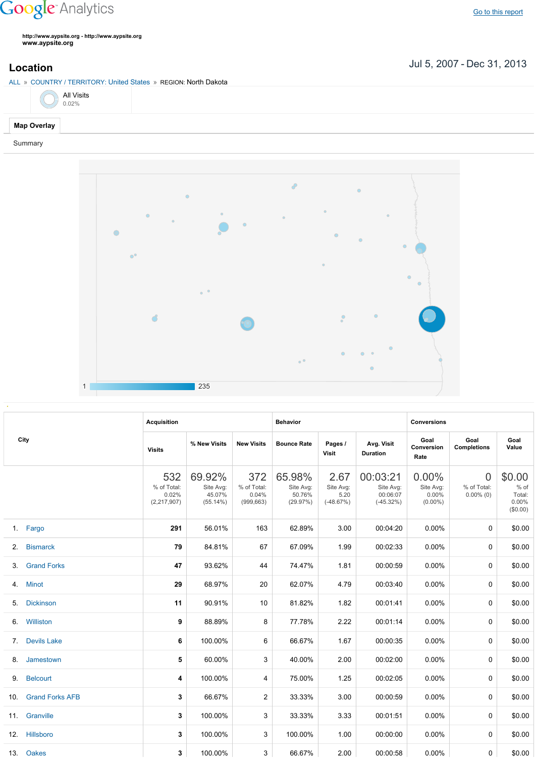Google Analytics

Go to this report

http://www.aypsite.org - http://www.aypsite.org
www.aypsite.org

# Location

Jul 5, 2007 - Dec 31, 2013

ALL » COUNTRY / TERRITORY: United States » REGION: North Dakota

All Visits
0.02%

Map Overlay

Summary

1 235

| City | Acquisition | | | Behavior | | | Conversions | | |
|---|---|---|---|---|---|---|---|---|---|
| | Visits | % New Visits | New Visits | Bounce Rate | Pages / Visit | Avg. Visit Duration | Goal Conversion Rate | Goal Completions | Goal Value |
| | 532 % of Total: 0.02% (2,217,907) | 69.92% Site Avg: 45.07% (55.14%) | 372 % of Total: 0.04% (999,663) | 65.98% Site Avg: 50.76% (29.97%) | 2.67 Site Avg: 5.20 (-48.67%) | 00:03:21 Site Avg: 00:06:07 (-45.32%) | 0.00% Site Avg: 0.00% (0.00%) | 0 % of Total: 0.00% (0) | $0.00 % of Total: 0.00% ($0.00) |
| 1. Fargo | 291 | 56.01% | 163 | 62.89% | 3.00 | 00:04:20 | 0.00% | 0 | $0.00 |
| 2. Bismarck | 79 | 84.81% | 67 | 67.09% | 1.99 | 00:02:33 | 0.00% | 0 | $0.00 |
| 3. Grand Forks | 47 | 93.62% | 44 | 74.47% | 1.81 | 00:00:59 | 0.00% | 0 | $0.00 |
| 4. Minot | 29 | 68.97% | 20 | 62.07% | 4.79 | 00:03:40 | 0.00% | 0 | $0.00 |
| 5. Dickinson | 11 | 90.91% | 10 | 81.82% | 1.82 | 00:01:41 | 0.00% | 0 | $0.00 |
| 6. Williston | 9 | 88.89% | 8 | 77.78% | 2.22 | 00:01:14 | 0.00% | 0 | $0.00 |
| 7. Devils Lake | 6 | 100.00% | 6 | 66.67% | 1.67 | 00:00:35 | 0.00% | 0 | $0.00 |
| 8. Jamestown | 5 | 60.00% | 3 | 40.00% | 2.00 | 00:02:00 | 0.00% | 0 | $0.00 |
| 9. Belcourt | 4 | 100.00% | 4 | 75.00% | 1.25 | 00:02:05 | 0.00% | 0 | $0.00 |
| 10. Grand Forks AFB | 3 | 66.67% | 2 | 33.33% | 3.00 | 00:00:59 | 0.00% | 0 | $0.00 |
| 11. Granville | 3 | 100.00% | 3 | 33.33% | 3.33 | 00:01:51 | 0.00% | 0 | $0.00 |
| 12. Hillsboro | 3 | 100.00% | 3 | 100.00% | 1.00 | 00:00:00 | 0.00% | 0 | $0.00 |
| 13. Oakes | 3 | 100.00% | 3 | 66.67% | 2.00 | 00:00:58 | 0.00% | 0 | $0.00 |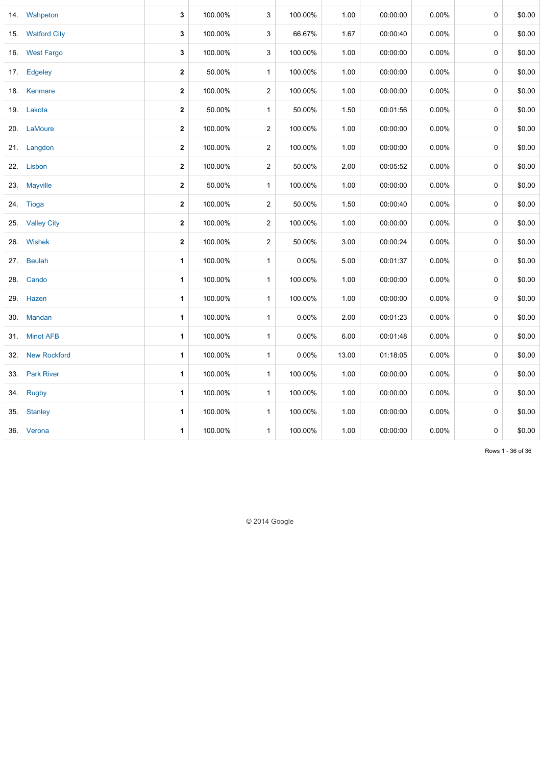| | | | | | | | | | | |
|---|---|---|---|---|---|---|---|---|---|---|
| 14. | Wahpeton | **3** | 100.00% | 3 | 100.00% | 1.00 | 00:00:00 | 0.00% | 0 | $0.00 |
| 15. | Watford City | **3** | 100.00% | 3 | 66.67% | 1.67 | 00:00:40 | 0.00% | 0 | $0.00 |
| 16. | West Fargo | **3** | 100.00% | 3 | 100.00% | 1.00 | 00:00:00 | 0.00% | 0 | $0.00 |
| 17. | Edgeley | **2** | 50.00% | 1 | 100.00% | 1.00 | 00:00:00 | 0.00% | 0 | $0.00 |
| 18. | Kenmare | **2** | 100.00% | 2 | 100.00% | 1.00 | 00:00:00 | 0.00% | 0 | $0.00 |
| 19. | Lakota | **2** | 50.00% | 1 | 50.00% | 1.50 | 00:01:56 | 0.00% | 0 | $0.00 |
| 20. | LaMoure | **2** | 100.00% | 2 | 100.00% | 1.00 | 00:00:00 | 0.00% | 0 | $0.00 |
| 21. | Langdon | **2** | 100.00% | 2 | 100.00% | 1.00 | 00:00:00 | 0.00% | 0 | $0.00 |
| 22. | Lisbon | **2** | 100.00% | 2 | 50.00% | 2.00 | 00:05:52 | 0.00% | 0 | $0.00 |
| 23. | Mayville | **2** | 50.00% | 1 | 100.00% | 1.00 | 00:00:00 | 0.00% | 0 | $0.00 |
| 24. | Tioga | **2** | 100.00% | 2 | 50.00% | 1.50 | 00:00:40 | 0.00% | 0 | $0.00 |
| 25. | Valley City | **2** | 100.00% | 2 | 100.00% | 1.00 | 00:00:00 | 0.00% | 0 | $0.00 |
| 26. | Wishek | **2** | 100.00% | 2 | 50.00% | 3.00 | 00:00:24 | 0.00% | 0 | $0.00 |
| 27. | Beulah | **1** | 100.00% | 1 | 0.00% | 5.00 | 00:01:37 | 0.00% | 0 | $0.00 |
| 28. | Cando | **1** | 100.00% | 1 | 100.00% | 1.00 | 00:00:00 | 0.00% | 0 | $0.00 |
| 29. | Hazen | **1** | 100.00% | 1 | 100.00% | 1.00 | 00:00:00 | 0.00% | 0 | $0.00 |
| 30. | Mandan | **1** | 100.00% | 1 | 0.00% | 2.00 | 00:01:23 | 0.00% | 0 | $0.00 |
| 31. | Minot AFB | **1** | 100.00% | 1 | 0.00% | 6.00 | 00:01:48 | 0.00% | 0 | $0.00 |
| 32. | New Rockford | **1** | 100.00% | 1 | 0.00% | 13.00 | 01:18:05 | 0.00% | 0 | $0.00 |
| 33. | Park River | **1** | 100.00% | 1 | 100.00% | 1.00 | 00:00:00 | 0.00% | 0 | $0.00 |
| 34. | Rugby | **1** | 100.00% | 1 | 100.00% | 1.00 | 00:00:00 | 0.00% | 0 | $0.00 |
| 35. | Stanley | **1** | 100.00% | 1 | 100.00% | 1.00 | 00:00:00 | 0.00% | 0 | $0.00 |
| 36. | Verona | **1** | 100.00% | 1 | 100.00% | 1.00 | 00:00:00 | 0.00% | 0 | $0.00 |

Rows 1 - 36 of 36

© 2014 Google